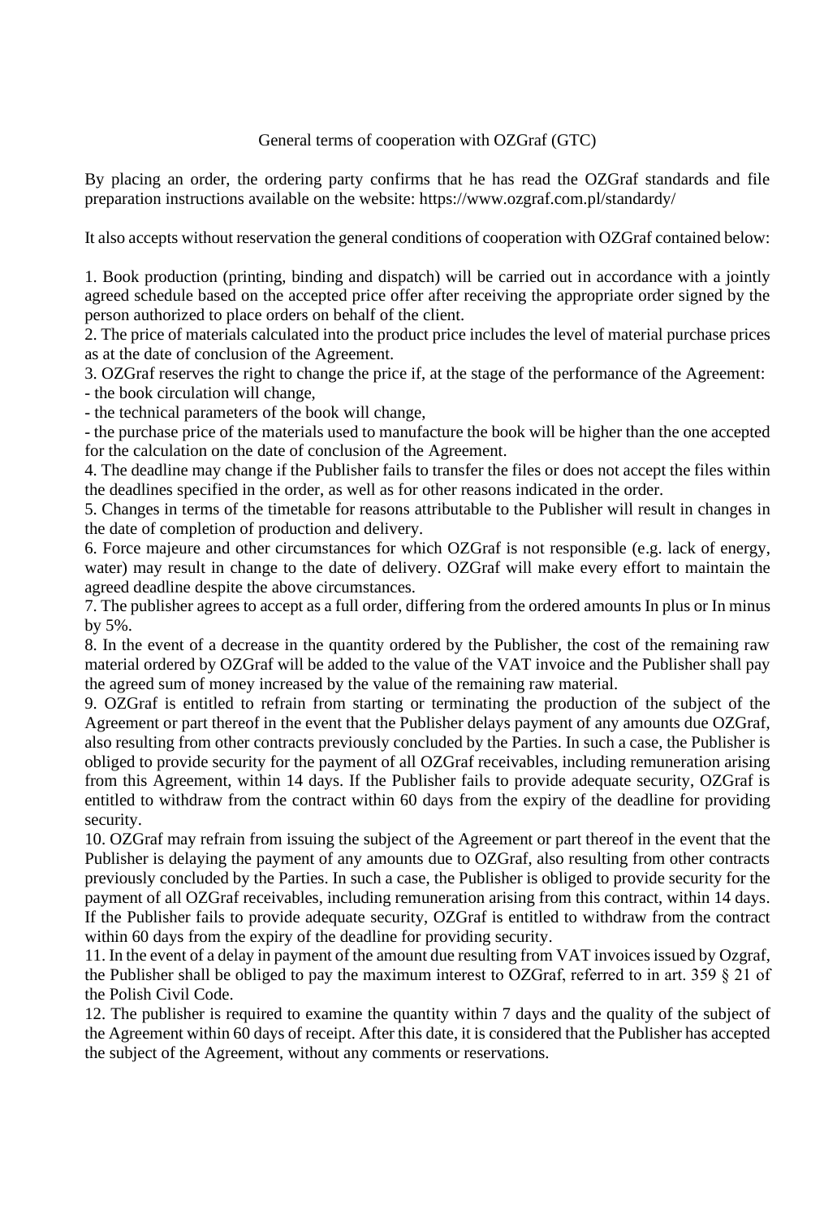# General terms of cooperation with OZGraf (GTC)

By placing an order, the ordering party confirms that he has read the OZGraf standards and file preparation instructions available on the website: https://www.ozgraf.com.pl/standardy/

It also accepts without reservation the general conditions of cooperation with OZGraf contained below:

1. Book production (printing, binding and dispatch) will be carried out in accordance with a jointly agreed schedule based on the accepted price offer after receiving the appropriate order signed by the person authorized to place orders on behalf of the client.
2. The price of materials calculated into the product price includes the level of material purchase prices as at the date of conclusion of the Agreement.
3. OZGraf reserves the right to change the price if, at the stage of the performance of the Agreement:
   - the book circulation will change,
   - the technical parameters of the book will change,
   - the purchase price of the materials used to manufacture the book will be higher than the one accepted for the calculation on the date of conclusion of the Agreement.
4. The deadline may change if the Publisher fails to transfer the files or does not accept the files within the deadlines specified in the order, as well as for other reasons indicated in the order.
5. Changes in terms of the timetable for reasons attributable to the Publisher will result in changes in the date of completion of production and delivery.
6. Force majeure and other circumstances for which OZGraf is not responsible (e.g. lack of energy, water) may result in change to the date of delivery. OZGraf will make every effort to maintain the agreed deadline despite the above circumstances.
7. The publisher agrees to accept as a full order, differing from the ordered amounts In plus or In minus by 5%.
8. In the event of a decrease in the quantity ordered by the Publisher, the cost of the remaining raw material ordered by OZGraf will be added to the value of the VAT invoice and the Publisher shall pay the agreed sum of money increased by the value of the remaining raw material.
9. OZGraf is entitled to refrain from starting or terminating the production of the subject of the Agreement or part thereof in the event that the Publisher delays payment of any amounts due OZGraf, also resulting from other contracts previously concluded by the Parties. In such a case, the Publisher is obliged to provide security for the payment of all OZGraf receivables, including remuneration arising from this Agreement, within 14 days. If the Publisher fails to provide adequate security, OZGraf is entitled to withdraw from the contract within 60 days from the expiry of the deadline for providing security.
10. OZGraf may refrain from issuing the subject of the Agreement or part thereof in the event that the Publisher is delaying the payment of any amounts due to OZGraf, also resulting from other contracts previously concluded by the Parties. In such a case, the Publisher is obliged to provide security for the payment of all OZGraf receivables, including remuneration arising from this contract, within 14 days. If the Publisher fails to provide adequate security, OZGraf is entitled to withdraw from the contract within 60 days from the expiry of the deadline for providing security.
11. In the event of a delay in payment of the amount due resulting from VAT invoices issued by Ozgraf, the Publisher shall be obliged to pay the maximum interest to OZGraf, referred to in art. 359 § 21 of the Polish Civil Code.
12. The publisher is required to examine the quantity within 7 days and the quality of the subject of the Agreement within 60 days of receipt. After this date, it is considered that the Publisher has accepted the subject of the Agreement, without any comments or reservations.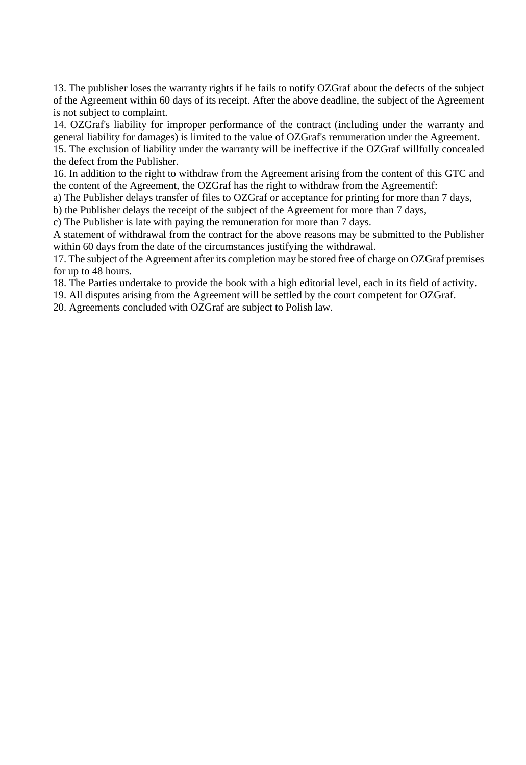13. The publisher loses the warranty rights if he fails to notify OZGraf about the defects of the subject of the Agreement within 60 days of its receipt. After the above deadline, the subject of the Agreement is not subject to complaint.

14. OZGraf's liability for improper performance of the contract (including under the warranty and general liability for damages) is limited to the value of OZGraf's remuneration under the Agreement.

15. The exclusion of liability under the warranty will be ineffective if the OZGraf willfully concealed the defect from the Publisher.

16. In addition to the right to withdraw from the Agreement arising from the content of this GTC and the content of the Agreement, the OZGraf has the right to withdraw from the Agreementif:

a) The Publisher delays transfer of files to OZGraf or acceptance for printing for more than 7 days,

b) the Publisher delays the receipt of the subject of the Agreement for more than 7 days,

c) The Publisher is late with paying the remuneration for more than 7 days.

A statement of withdrawal from the contract for the above reasons may be submitted to the Publisher within 60 days from the date of the circumstances justifying the withdrawal.

17. The subject of the Agreement after its completion may be stored free of charge on OZGraf premises for up to 48 hours.

18. The Parties undertake to provide the book with a high editorial level, each in its field of activity.

19. All disputes arising from the Agreement will be settled by the court competent for OZGraf.

20. Agreements concluded with OZGraf are subject to Polish law.